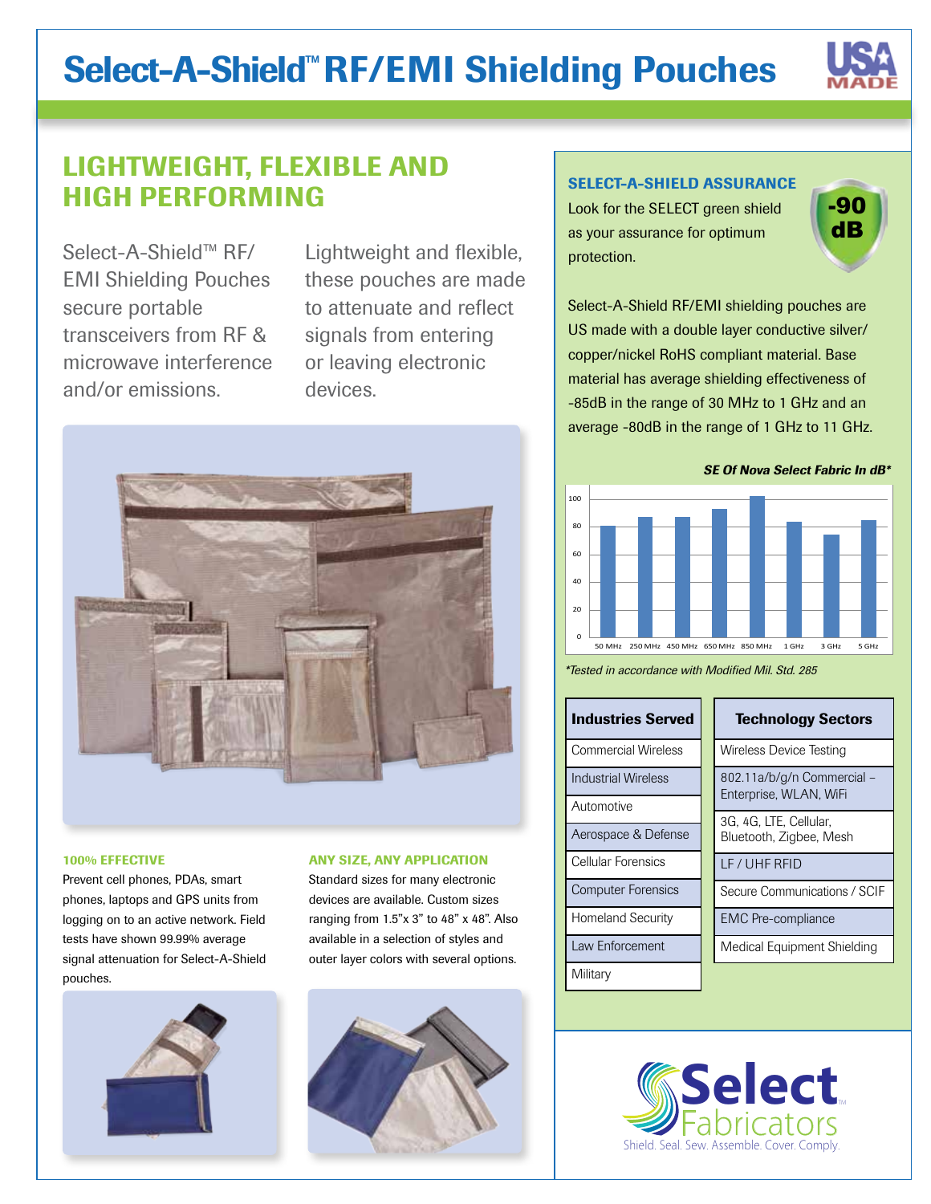# Select-A-Shield™ RF/EMI Shielding Pouches

USA MADE

## LIGHTWEIGHT, FLEXIBLE AND HIGH PERFORMING

Select-A-Shield™ RF/EMI Shielding Pouches secure portable transceivers from RF & microwave interference and/or emissions.

Lightweight and flexible, these pouches are made to attenuate and reflect signals from entering or leaving electronic devices.

### 100% EFFECTIVE

Prevent cell phones, PDAs, smart phones, laptops and GPS units from logging on to an active network. Field tests have shown 99.99% average signal attenuation for Select-A-Shield pouches.

### ANY SIZE, ANY APPLICATION

Standard sizes for many electronic devices are available. Custom sizes ranging from 1.5"x 3" to 48" x 48". Also available in a selection of styles and outer layer colors with several options.

### SELECT-A-SHIELD ASSURANCE

Look for the SELECT green shield as your assurance for optimum protection.

-90 dB

Select-A-Shield RF/EMI shielding pouches are US made with a double layer conductive silver/copper/nickel RoHS compliant material. Base material has average shielding effectiveness of -85dB in the range of 30 MHz to 1 GHz and an average -80dB in the range of 1 GHz to 11 GHz.

***SE Of Nova Select Fabric In dB****

| Frequency | SE (dB, approx.) |
|---|---|
| 50 MHz | 80 |
| 250 MHz | 87 |
| 450 MHz | 87 |
| 650 MHz | 93 |
| 850 MHz | 102 |
| 1 GHz | 83 |
| 3 GHz | 74 |
| 5 GHz | 85 |

*\*Tested in accordance with Modified Mil. Std. 285*

| Industries Served |
|---|
| Commercial Wireless |
| Industrial Wireless |
| Automotive |
| Aerospace & Defense |
| Cellular Forensics |
| Computer Forensics |
| Homeland Security |
| Law Enforcement |
| Military |

| Technology Sectors |
|---|
| Wireless Device Testing |
| 802.11a/b/g/n Commercial – Enterprise, WLAN, WiFi |
| 3G, 4G, LTE, Cellular, Bluetooth, Zigbee, Mesh |
| LF / UHF RFID |
| Secure Communications / SCIF |
| EMC Pre-compliance |
| Medical Equipment Shielding |

Select Fabricators™
Shield. Seal. Sew. Assemble. Cover. Comply.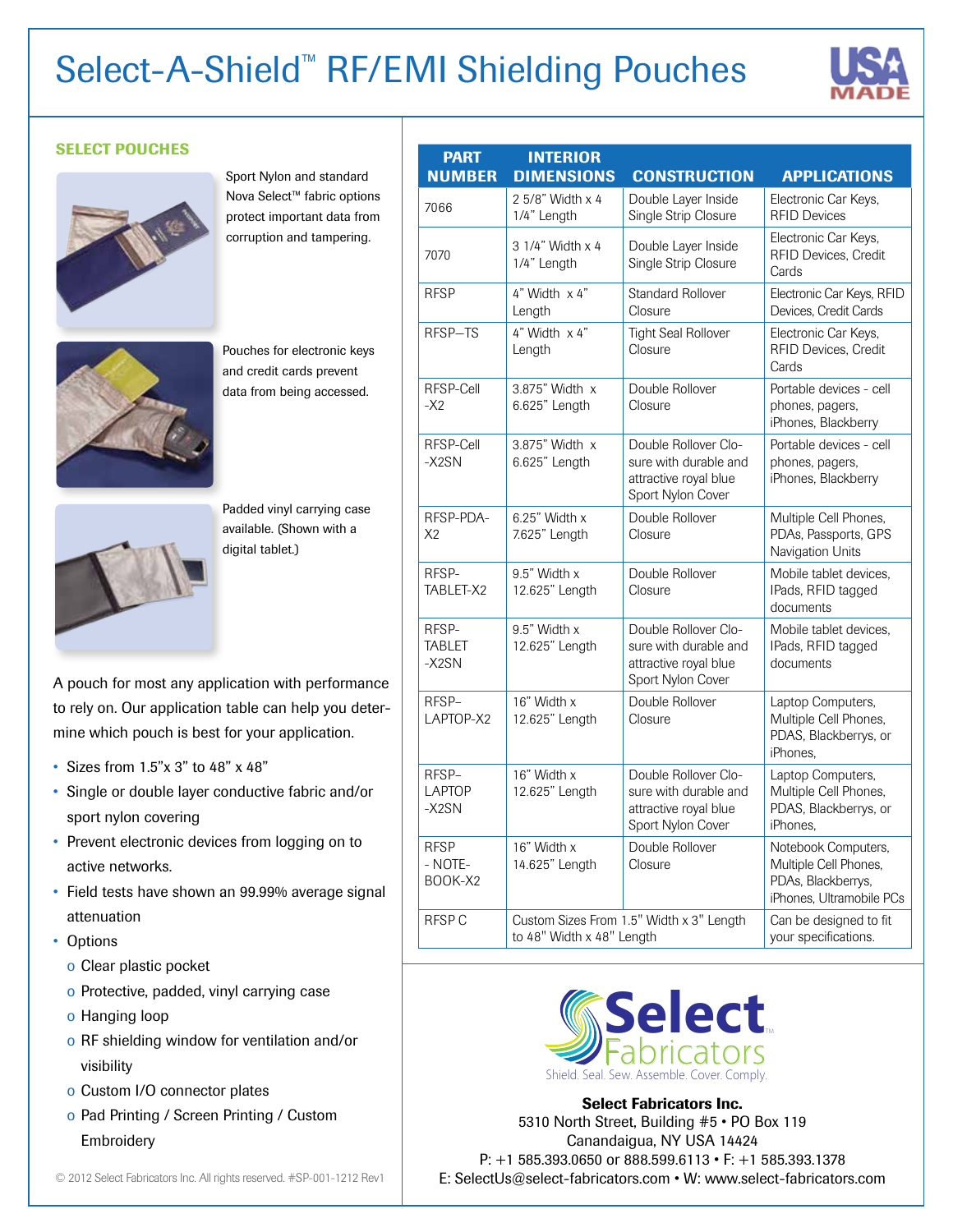# Select-A-Shield™ RF/EMI Shielding Pouches

## SELECT POUCHES

Sport Nylon and standard Nova Select™ fabric options protect important data from corruption and tampering.

Pouches for electronic keys and credit cards prevent data from being accessed.

Padded vinyl carrying case available. (Shown with a digital tablet.)

A pouch for most any application with performance to rely on. Our application table can help you determine which pouch is best for your application.

- Sizes from 1.5"x 3" to 48" x 48"
- Single or double layer conductive fabric and/or sport nylon covering
- Prevent electronic devices from logging on to active networks.
- Field tests have shown an 99.99% average signal attenuation
- Options
  - o Clear plastic pocket
  - o Protective, padded, vinyl carrying case
  - o Hanging loop
  - o RF shielding window for ventilation and/or visibility
  - o Custom I/O connector plates
  - o Pad Printing / Screen Printing / Custom Embroidery

| PART NUMBER | INTERIOR DIMENSIONS | CONSTRUCTION | APPLICATIONS |
|---|---|---|---|
| 7066 | 2 5/8" Width x 4 1/4" Length | Double Layer Inside Single Strip Closure | Electronic Car Keys, RFID Devices |
| 7070 | 3 1/4" Width x 4 1/4" Length | Double Layer Inside Single Strip Closure | Electronic Car Keys, RFID Devices, Credit Cards |
| RFSP | 4" Width x 4" Length | Standard Rollover Closure | Electronic Car Keys, RFID Devices, Credit Cards |
| RFSP–TS | 4" Width x 4" Length | Tight Seal Rollover Closure | Electronic Car Keys, RFID Devices, Credit Cards |
| RFSP-Cell -X2 | 3.875" Width x 6.625" Length | Double Rollover Closure | Portable devices - cell phones, pagers, iPhones, Blackberry |
| RFSP-Cell -X2SN | 3.875" Width x 6.625" Length | Double Rollover Closure with durable and attractive royal blue Sport Nylon Cover | Portable devices - cell phones, pagers, iPhones, Blackberry |
| RFSP-PDA-X2 | 6.25" Width x 7.625" Length | Double Rollover Closure | Multiple Cell Phones, PDAs, Passports, GPS Navigation Units |
| RFSP-TABLET-X2 | 9.5" Width x 12.625" Length | Double Rollover Closure | Mobile tablet devices, IPads, RFID tagged documents |
| RFSP-TABLET -X2SN | 9.5" Width x 12.625" Length | Double Rollover Closure with durable and attractive royal blue Sport Nylon Cover | Mobile tablet devices, IPads, RFID tagged documents |
| RFSP–LAPTOP-X2 | 16" Width x 12.625" Length | Double Rollover Closure | Laptop Computers, Multiple Cell Phones, PDAS, Blackberrys, or iPhones, |
| RFSP–LAPTOP -X2SN | 16" Width x 12.625" Length | Double Rollover Closure with durable and attractive royal blue Sport Nylon Cover | Laptop Computers, Multiple Cell Phones, PDAS, Blackberrys, or iPhones, |
| RFSP - NOTE-BOOK-X2 | 16" Width x 14.625" Length | Double Rollover Closure | Notebook Computers, Multiple Cell Phones, PDAs, Blackberrys, iPhones, Ultramobile PCs |
| RFSP C | Custom Sizes From 1.5" Width x 3" Length to 48" Width x 48" Length | | Can be designed to fit your specifications. |

Select Fabricators

Shield. Seal. Sew. Assemble. Cover. Comply.

**Select Fabricators Inc.**
5310 North Street, Building #5 • PO Box 119
Canandaigua, NY USA 14424
P: +1 585.393.0650 or 888.599.6113 • F: +1 585.393.1378
E: SelectUs@select-fabricators.com • W: www.select-fabricators.com

© 2012 Select Fabricators Inc. All rights reserved. #SP-001-1212 Rev1